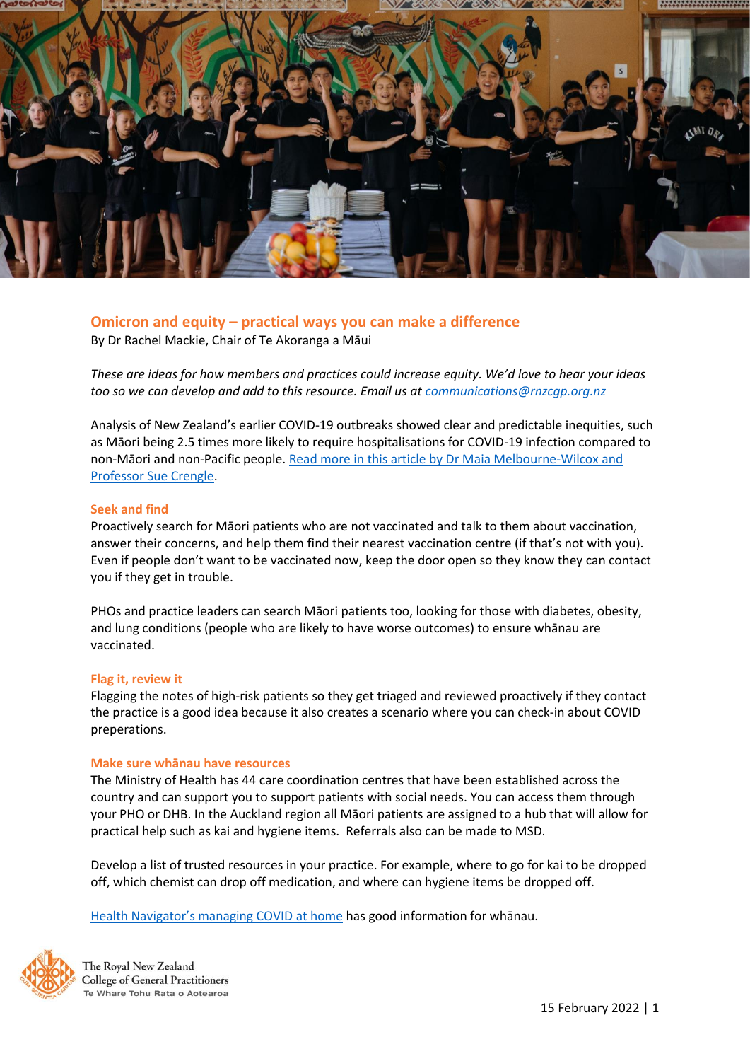## Omicron and equity – practical ways you can make a difference

By Dr Rachel Mackie, Chair of Te Akoranga a Māui

*These are ideas for how members and practices could increase equity. We'd love to hear your ideas too so we can develop and add to this resource. Email us at communications@rnzcgp.org.nz*

Analysis of New Zealand's earlier COVID-19 outbreaks showed clear and predictable inequities, such as Māori being 2.5 times more likely to require hospitalisations for COVID-19 infection compared to non-Māori and non-Pacific people. [Read more in this article by Dr Maia Melbourne-Wilcox and Professor Sue Crengle](#).

### Seek and find

Proactively search for Māori patients who are not vaccinated and talk to them about vaccination, answer their concerns, and help them find their nearest vaccination centre (if that's not with you). Even if people don't want to be vaccinated now, keep the door open so they know they can contact you if they get in trouble.

PHOs and practice leaders can search Māori patients too, looking for those with diabetes, obesity, and lung conditions (people who are likely to have worse outcomes) to ensure whānau are vaccinated.

### Flag it, review it

Flagging the notes of high-risk patients so they get triaged and reviewed proactively if they contact the practice is a good idea because it also creates a scenario where you can check-in about COVID preperations.

### Make sure whānau have resources

The Ministry of Health has 44 care coordination centres that have been established across the country and can support you to support patients with social needs. You can access them through your PHO or DHB. In the Auckland region all Māori patients are assigned to a hub that will allow for practical help such as kai and hygiene items. Referrals also can be made to MSD.

Develop a list of trusted resources in your practice. For example, where to go for kai to be dropped off, which chemist can drop off medication, and where can hygiene items be dropped off.

[Health Navigator's managing COVID at home](#) has good information for whānau.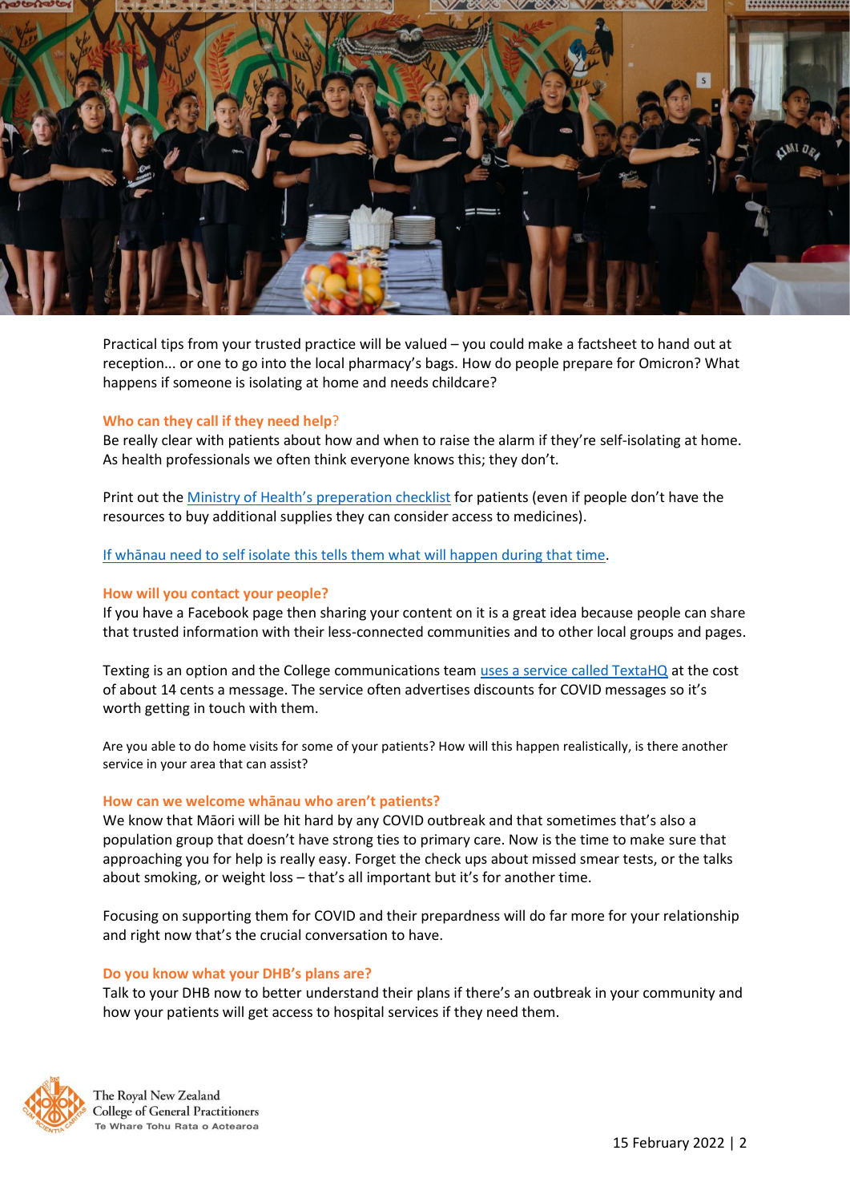Practical tips from your trusted practice will be valued – you could make a factsheet to hand out at reception... or one to go into the local pharmacy's bags. How do people prepare for Omicron? What happens if someone is isolating at home and needs childcare?

### Who can they call if they need help?

Be really clear with patients about how and when to raise the alarm if they're self-isolating at home. As health professionals we often think everyone knows this; they don't.

Print out the Ministry of Health's preperation checklist for patients (even if people don't have the resources to buy additional supplies they can consider access to medicines).

If whānau need to self isolate this tells them what will happen during that time.

### How will you contact your people?

If you have a Facebook page then sharing your content on it is a great idea because people can share that trusted information with their less-connected communities and to other local groups and pages.

Texting is an option and the College communications team uses a service called TextaHQ at the cost of about 14 cents a message. The service often advertises discounts for COVID messages so it's worth getting in touch with them.

Are you able to do home visits for some of your patients? How will this happen realistically, is there another service in your area that can assist?

### How can we welcome whānau who aren't patients?

We know that Māori will be hit hard by any COVID outbreak and that sometimes that's also a population group that doesn't have strong ties to primary care. Now is the time to make sure that approaching you for help is really easy. Forget the check ups about missed smear tests, or the talks about smoking, or weight loss – that's all important but it's for another time.

Focusing on supporting them for COVID and their prepardness will do far more for your relationship and right now that's the crucial conversation to have.

### Do you know what your DHB's plans are?

Talk to your DHB now to better understand their plans if there's an outbreak in your community and how your patients will get access to hospital services if they need them.

The Royal New Zealand College of General Practitioners
Te Whare Tohu Rata o Aotearoa

15 February 2022